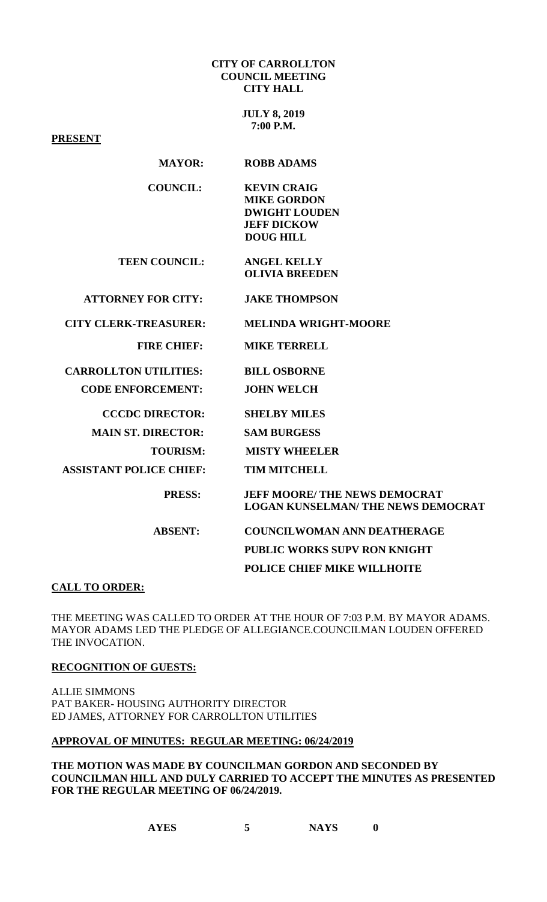**CITY OF CARROLLTON**
**COUNCIL MEETING**
**CITY HALL**

**JULY 8, 2019**
**7:00 P.M.**

**PRESENT**

| | |
|---|---|
| **MAYOR:** | **ROBB ADAMS** |
| **COUNCIL:** | **KEVIN CRAIG**<br>**MIKE GORDON**<br>**DWIGHT LOUDEN**<br>**JEFF DICKOW**<br>**DOUG HILL** |
| **TEEN COUNCIL:** | **ANGEL KELLY**<br>**OLIVIA BREEDEN** |
| **ATTORNEY FOR CITY:** | **JAKE THOMPSON** |
| **CITY CLERK-TREASURER:** | **MELINDA WRIGHT-MOORE** |
| **FIRE CHIEF:** | **MIKE TERRELL** |
| **CARROLLTON UTILITIES:** | **BILL OSBORNE** |
| **CODE ENFORCEMENT:** | **JOHN WELCH** |
| **CCCDC DIRECTOR:** | **SHELBY MILES** |
| **MAIN ST. DIRECTOR:** | **SAM BURGESS** |
| **TOURISM:** | **MISTY WHEELER** |
| **ASSISTANT POLICE CHIEF:** | **TIM MITCHELL** |
| **PRESS:** | **JEFF MOORE/ THE NEWS DEMOCRAT**<br>**LOGAN KUNSELMAN/ THE NEWS DEMOCRAT** |
| **ABSENT:** | **COUNCILWOMAN ANN DEATHERAGE**<br>**PUBLIC WORKS SUPV RON KNIGHT**<br>**POLICE CHIEF MIKE WILLHOITE** |

**CALL TO ORDER:**

THE MEETING WAS CALLED TO ORDER AT THE HOUR OF 7:03 P.M. BY MAYOR ADAMS. MAYOR ADAMS LED THE PLEDGE OF ALLEGIANCE.COUNCILMAN LOUDEN OFFERED THE INVOCATION.

**RECOGNITION OF GUESTS:**

ALLIE SIMMONS
PAT BAKER- HOUSING AUTHORITY DIRECTOR
ED JAMES, ATTORNEY FOR CARROLLTON UTILITIES

**APPROVAL OF MINUTES: REGULAR MEETING: 06/24/2019**

**THE MOTION WAS MADE BY COUNCILMAN GORDON AND SECONDED BY COUNCILMAN HILL AND DULY CARRIED TO ACCEPT THE MINUTES AS PRESENTED FOR THE REGULAR MEETING OF 06/24/2019.**

**AYES 5 NAYS 0**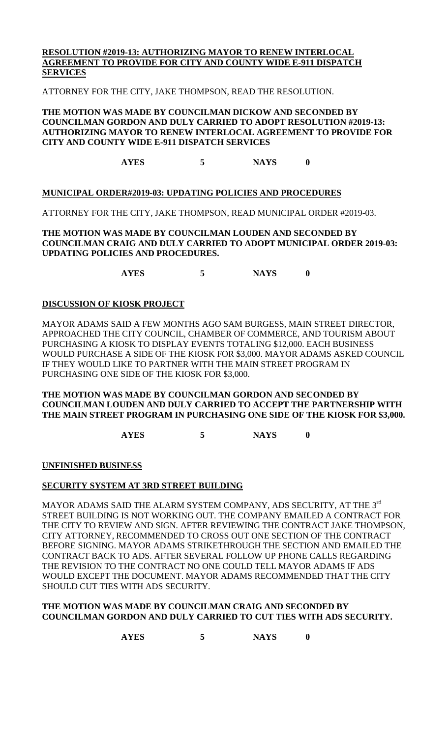**RESOLUTION #2019-13: AUTHORIZING MAYOR TO RENEW INTERLOCAL AGREEMENT TO PROVIDE FOR CITY AND COUNTY WIDE E-911 DISPATCH SERVICES**

ATTORNEY FOR THE CITY, JAKE THOMPSON, READ THE RESOLUTION.

**THE MOTION WAS MADE BY COUNCILMAN DICKOW AND SECONDED BY COUNCILMAN GORDON AND DULY CARRIED TO ADOPT RESOLUTION #2019-13: AUTHORIZING MAYOR TO RENEW INTERLOCAL AGREEMENT TO PROVIDE FOR CITY AND COUNTY WIDE E-911 DISPATCH SERVICES**

**AYES 5 NAYS 0**

**MUNICIPAL ORDER#2019-03: UPDATING POLICIES AND PROCEDURES**

ATTORNEY FOR THE CITY, JAKE THOMPSON, READ MUNICIPAL ORDER #2019-03.

**THE MOTION WAS MADE BY COUNCILMAN LOUDEN AND SECONDED BY COUNCILMAN CRAIG AND DULY CARRIED TO ADOPT MUNICIPAL ORDER 2019-03: UPDATING POLICIES AND PROCEDURES.**

**AYES 5 NAYS 0**

**DISCUSSION OF KIOSK PROJECT**

MAYOR ADAMS SAID A FEW MONTHS AGO SAM BURGESS, MAIN STREET DIRECTOR, APPROACHED THE CITY COUNCIL, CHAMBER OF COMMERCE, AND TOURISM ABOUT PURCHASING A KIOSK TO DISPLAY EVENTS TOTALING $12,000. EACH BUSINESS WOULD PURCHASE A SIDE OF THE KIOSK FOR $3,000. MAYOR ADAMS ASKED COUNCIL IF THEY WOULD LIKE TO PARTNER WITH THE MAIN STREET PROGRAM IN PURCHASING ONE SIDE OF THE KIOSK FOR $3,000.

**THE MOTION WAS MADE BY COUNCILMAN GORDON AND SECONDED BY COUNCILMAN LOUDEN AND DULY CARRIED TO ACCEPT THE PARTNERSHIP WITH THE MAIN STREET PROGRAM IN PURCHASING ONE SIDE OF THE KIOSK FOR $3,000.**

**AYES 5 NAYS 0**

**UNFINISHED BUSINESS**

**SECURITY SYSTEM AT 3RD STREET BUILDING**

MAYOR ADAMS SAID THE ALARM SYSTEM COMPANY, ADS SECURITY, AT THE 3rd STREET BUILDING IS NOT WORKING OUT. THE COMPANY EMAILED A CONTRACT FOR THE CITY TO REVIEW AND SIGN. AFTER REVIEWING THE CONTRACT JAKE THOMPSON, CITY ATTORNEY, RECOMMENDED TO CROSS OUT ONE SECTION OF THE CONTRACT BEFORE SIGNING. MAYOR ADAMS STRIKETHROUGH THE SECTION AND EMAILED THE CONTRACT BACK TO ADS. AFTER SEVERAL FOLLOW UP PHONE CALLS REGARDING THE REVISION TO THE CONTRACT NO ONE COULD TELL MAYOR ADAMS IF ADS WOULD EXCEPT THE DOCUMENT. MAYOR ADAMS RECOMMENDED THAT THE CITY SHOULD CUT TIES WITH ADS SECURITY.

**THE MOTION WAS MADE BY COUNCILMAN CRAIG AND SECONDED BY COUNCILMAN GORDON AND DULY CARRIED TO CUT TIES WITH ADS SECURITY.**

**AYES 5 NAYS 0**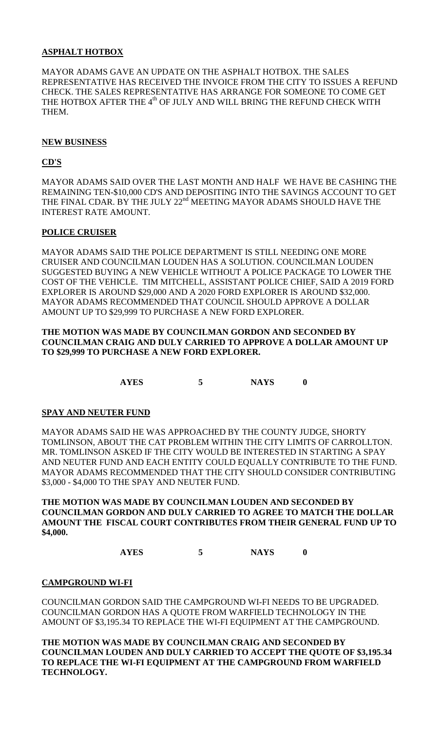## ASPHALT HOTBOX

MAYOR ADAMS GAVE AN UPDATE ON THE ASPHALT HOTBOX. THE SALES REPRESENTATIVE HAS RECEIVED THE INVOICE FROM THE CITY TO ISSUES A REFUND CHECK. THE SALES REPRESENTATIVE HAS ARRANGE FOR SOMEONE TO COME GET THE HOTBOX AFTER THE 4th OF JULY AND WILL BRING THE REFUND CHECK WITH THEM.

## NEW BUSINESS

## CD'S

MAYOR ADAMS SAID OVER THE LAST MONTH AND HALF WE HAVE BE CASHING THE REMAINING TEN-$10,000 CD'S AND DEPOSITING INTO THE SAVINGS ACCOUNT TO GET THE FINAL CDAR. BY THE JULY 22nd MEETING MAYOR ADAMS SHOULD HAVE THE INTEREST RATE AMOUNT.

## POLICE CRUISER

MAYOR ADAMS SAID THE POLICE DEPARTMENT IS STILL NEEDING ONE MORE CRUISER AND COUNCILMAN LOUDEN HAS A SOLUTION. COUNCILMAN LOUDEN SUGGESTED BUYING A NEW VEHICLE WITHOUT A POLICE PACKAGE TO LOWER THE COST OF THE VEHICLE. TIM MITCHELL, ASSISTANT POLICE CHIEF, SAID A 2019 FORD EXPLORER IS AROUND $29,000 AND A 2020 FORD EXPLORER IS AROUND $32,000. MAYOR ADAMS RECOMMENDED THAT COUNCIL SHOULD APPROVE A DOLLAR AMOUNT UP TO $29,999 TO PURCHASE A NEW FORD EXPLORER.

**THE MOTION WAS MADE BY COUNCILMAN GORDON AND SECONDED BY COUNCILMAN CRAIG AND DULY CARRIED TO APPROVE A DOLLAR AMOUNT UP TO $29,999 TO PURCHASE A NEW FORD EXPLORER.**

**AYES 5 NAYS 0**

## SPAY AND NEUTER FUND

MAYOR ADAMS SAID HE WAS APPROACHED BY THE COUNTY JUDGE, SHORTY TOMLINSON, ABOUT THE CAT PROBLEM WITHIN THE CITY LIMITS OF CARROLLTON. MR. TOMLINSON ASKED IF THE CITY WOULD BE INTERESTED IN STARTING A SPAY AND NEUTER FUND AND EACH ENTITY COULD EQUALLY CONTRIBUTE TO THE FUND. MAYOR ADAMS RECOMMENDED THAT THE CITY SHOULD CONSIDER CONTRIBUTING $3,000 - $4,000 TO THE SPAY AND NEUTER FUND.

**THE MOTION WAS MADE BY COUNCILMAN LOUDEN AND SECONDED BY COUNCILMAN GORDON AND DULY CARRIED TO AGREE TO MATCH THE DOLLAR AMOUNT THE FISCAL COURT CONTRIBUTES FROM THEIR GENERAL FUND UP TO $4,000.**

**AYES 5 NAYS 0**

## CAMPGROUND WI-FI

COUNCILMAN GORDON SAID THE CAMPGROUND WI-FI NEEDS TO BE UPGRADED. COUNCILMAN GORDON HAS A QUOTE FROM WARFIELD TECHNOLOGY IN THE AMOUNT OF $3,195.34 TO REPLACE THE WI-FI EQUIPMENT AT THE CAMPGROUND.

**THE MOTION WAS MADE BY COUNCILMAN CRAIG AND SECONDED BY COUNCILMAN LOUDEN AND DULY CARRIED TO ACCEPT THE QUOTE OF $3,195.34 TO REPLACE THE WI-FI EQUIPMENT AT THE CAMPGROUND FROM WARFIELD TECHNOLOGY.**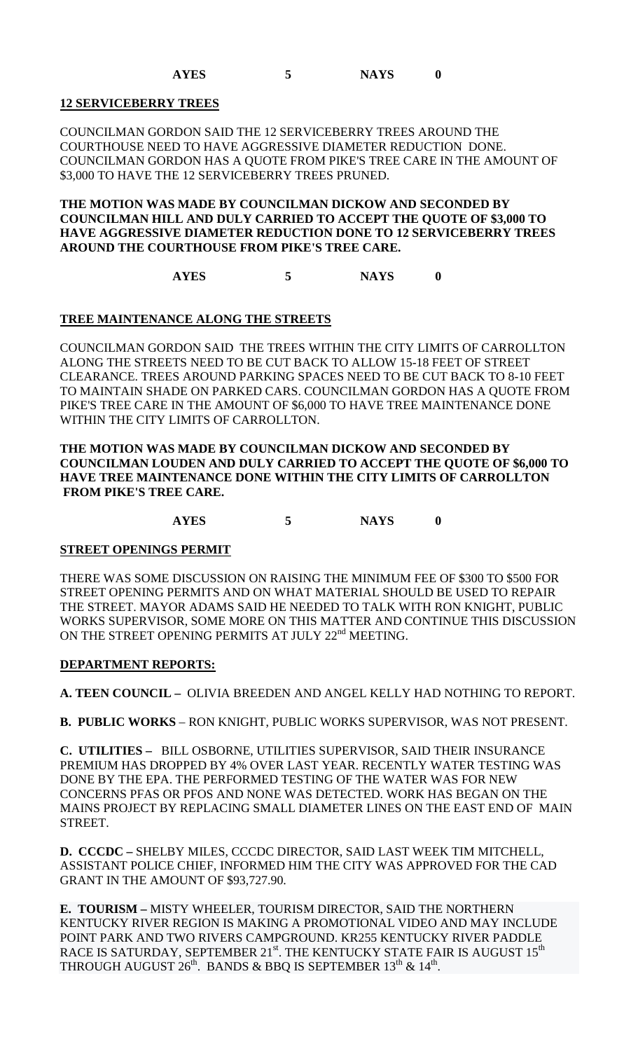AYES 5 NAYS 0

**12 SERVICEBERRY TREES**

COUNCILMAN GORDON SAID THE 12 SERVICEBERRY TREES AROUND THE COURTHOUSE NEED TO HAVE AGGRESSIVE DIAMETER REDUCTION DONE. COUNCILMAN GORDON HAS A QUOTE FROM PIKE'S TREE CARE IN THE AMOUNT OF $3,000 TO HAVE THE 12 SERVICEBERRY TREES PRUNED.

**THE MOTION WAS MADE BY COUNCILMAN DICKOW AND SECONDED BY COUNCILMAN HILL AND DULY CARRIED TO ACCEPT THE QUOTE OF $3,000 TO HAVE AGGRESSIVE DIAMETER REDUCTION DONE TO 12 SERVICEBERRY TREES AROUND THE COURTHOUSE FROM PIKE'S TREE CARE.**

AYES 5 NAYS 0

**TREE MAINTENANCE ALONG THE STREETS**

COUNCILMAN GORDON SAID THE TREES WITHIN THE CITY LIMITS OF CARROLLTON ALONG THE STREETS NEED TO BE CUT BACK TO ALLOW 15-18 FEET OF STREET CLEARANCE. TREES AROUND PARKING SPACES NEED TO BE CUT BACK TO 8-10 FEET TO MAINTAIN SHADE ON PARKED CARS. COUNCILMAN GORDON HAS A QUOTE FROM PIKE'S TREE CARE IN THE AMOUNT OF $6,000 TO HAVE TREE MAINTENANCE DONE WITHIN THE CITY LIMITS OF CARROLLTON.

**THE MOTION WAS MADE BY COUNCILMAN DICKOW AND SECONDED BY COUNCILMAN LOUDEN AND DULY CARRIED TO ACCEPT THE QUOTE OF $6,000 TO HAVE TREE MAINTENANCE DONE WITHIN THE CITY LIMITS OF CARROLLTON FROM PIKE'S TREE CARE.**

AYES 5 NAYS 0

**STREET OPENINGS PERMIT**

THERE WAS SOME DISCUSSION ON RAISING THE MINIMUM FEE OF $300 TO $500 FOR STREET OPENING PERMITS AND ON WHAT MATERIAL SHOULD BE USED TO REPAIR THE STREET. MAYOR ADAMS SAID HE NEEDED TO TALK WITH RON KNIGHT, PUBLIC WORKS SUPERVISOR, SOME MORE ON THIS MATTER AND CONTINUE THIS DISCUSSION ON THE STREET OPENING PERMITS AT JULY 22nd MEETING.

**DEPARTMENT REPORTS:**

**A. TEEN COUNCIL –** OLIVIA BREEDEN AND ANGEL KELLY HAD NOTHING TO REPORT.

**B. PUBLIC WORKS** – RON KNIGHT, PUBLIC WORKS SUPERVISOR, WAS NOT PRESENT.

**C. UTILITIES –** BILL OSBORNE, UTILITIES SUPERVISOR, SAID THEIR INSURANCE PREMIUM HAS DROPPED BY 4% OVER LAST YEAR. RECENTLY WATER TESTING WAS DONE BY THE EPA. THE PERFORMED TESTING OF THE WATER WAS FOR NEW CONCERNS PFAS OR PFOS AND NONE WAS DETECTED. WORK HAS BEGAN ON THE MAINS PROJECT BY REPLACING SMALL DIAMETER LINES ON THE EAST END OF MAIN STREET.

**D. CCCDC –** SHELBY MILES, CCCDC DIRECTOR, SAID LAST WEEK TIM MITCHELL, ASSISTANT POLICE CHIEF, INFORMED HIM THE CITY WAS APPROVED FOR THE CAD GRANT IN THE AMOUNT OF $93,727.90.

**E. TOURISM –** MISTY WHEELER, TOURISM DIRECTOR, SAID THE NORTHERN KENTUCKY RIVER REGION IS MAKING A PROMOTIONAL VIDEO AND MAY INCLUDE POINT PARK AND TWO RIVERS CAMPGROUND. KR255 KENTUCKY RIVER PADDLE RACE IS SATURDAY, SEPTEMBER 21st. THE KENTUCKY STATE FAIR IS AUGUST 15th THROUGH AUGUST 26th. BANDS & BBQ IS SEPTEMBER 13th & 14th.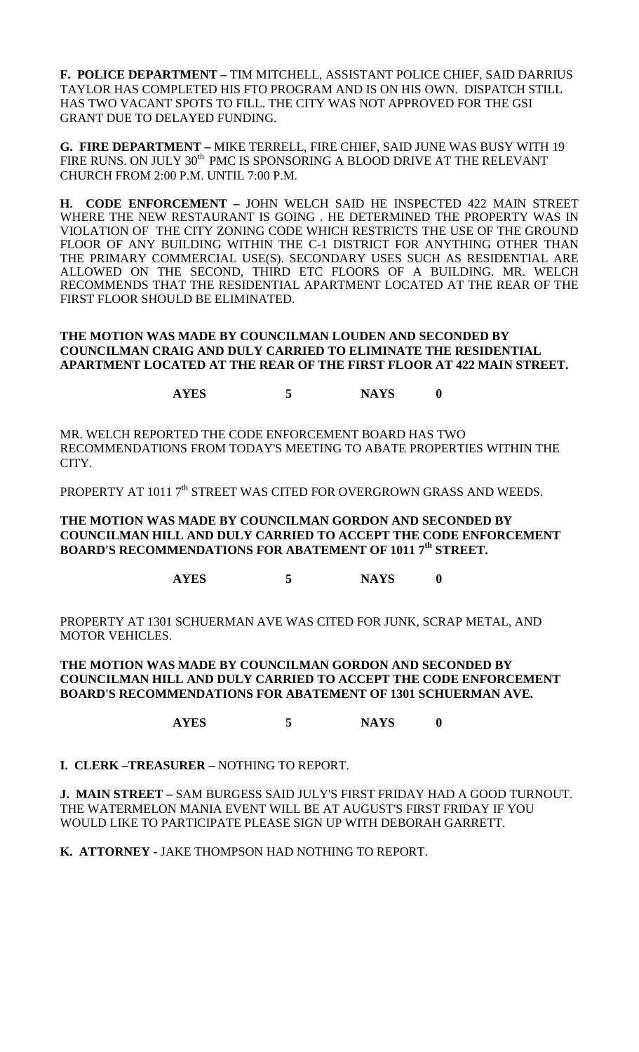**F. POLICE DEPARTMENT –** TIM MITCHELL, ASSISTANT POLICE CHIEF, SAID DARRIUS TAYLOR HAS COMPLETED HIS FTO PROGRAM AND IS ON HIS OWN. DISPATCH STILL HAS TWO VACANT SPOTS TO FILL. THE CITY WAS NOT APPROVED FOR THE GSI GRANT DUE TO DELAYED FUNDING.

**G. FIRE DEPARTMENT –** MIKE TERRELL, FIRE CHIEF, SAID JUNE WAS BUSY WITH 19 FIRE RUNS. ON JULY 30th PMC IS SPONSORING A BLOOD DRIVE AT THE RELEVANT CHURCH FROM 2:00 P.M. UNTIL 7:00 P.M.

**H. CODE ENFORCEMENT –** JOHN WELCH SAID HE INSPECTED 422 MAIN STREET WHERE THE NEW RESTAURANT IS GOING . HE DETERMINED THE PROPERTY WAS IN VIOLATION OF THE CITY ZONING CODE WHICH RESTRICTS THE USE OF THE GROUND FLOOR OF ANY BUILDING WITHIN THE C-1 DISTRICT FOR ANYTHING OTHER THAN THE PRIMARY COMMERCIAL USE(S). SECONDARY USES SUCH AS RESIDENTIAL ARE ALLOWED ON THE SECOND, THIRD ETC FLOORS OF A BUILDING. MR. WELCH RECOMMENDS THAT THE RESIDENTIAL APARTMENT LOCATED AT THE REAR OF THE FIRST FLOOR SHOULD BE ELIMINATED.

**THE MOTION WAS MADE BY COUNCILMAN LOUDEN AND SECONDED BY COUNCILMAN CRAIG AND DULY CARRIED TO ELIMINATE THE RESIDENTIAL APARTMENT LOCATED AT THE REAR OF THE FIRST FLOOR AT 422 MAIN STREET.**

**AYES 5 NAYS 0**

MR. WELCH REPORTED THE CODE ENFORCEMENT BOARD HAS TWO RECOMMENDATIONS FROM TODAY'S MEETING TO ABATE PROPERTIES WITHIN THE CITY.

PROPERTY AT 1011 7th STREET WAS CITED FOR OVERGROWN GRASS AND WEEDS.

**THE MOTION WAS MADE BY COUNCILMAN GORDON AND SECONDED BY COUNCILMAN HILL AND DULY CARRIED TO ACCEPT THE CODE ENFORCEMENT BOARD'S RECOMMENDATIONS FOR ABATEMENT OF 1011 7th STREET.**

**AYES 5 NAYS 0**

PROPERTY AT 1301 SCHUERMAN AVE WAS CITED FOR JUNK, SCRAP METAL, AND MOTOR VEHICLES.

**THE MOTION WAS MADE BY COUNCILMAN GORDON AND SECONDED BY COUNCILMAN HILL AND DULY CARRIED TO ACCEPT THE CODE ENFORCEMENT BOARD'S RECOMMENDATIONS FOR ABATEMENT OF 1301 SCHUERMAN AVE.**

**AYES 5 NAYS 0**

**I. CLERK –TREASURER –** NOTHING TO REPORT.

**J. MAIN STREET –** SAM BURGESS SAID JULY'S FIRST FRIDAY HAD A GOOD TURNOUT. THE WATERMELON MANIA EVENT WILL BE AT AUGUST'S FIRST FRIDAY IF YOU WOULD LIKE TO PARTICIPATE PLEASE SIGN UP WITH DEBORAH GARRETT.

**K. ATTORNEY -** JAKE THOMPSON HAD NOTHING TO REPORT.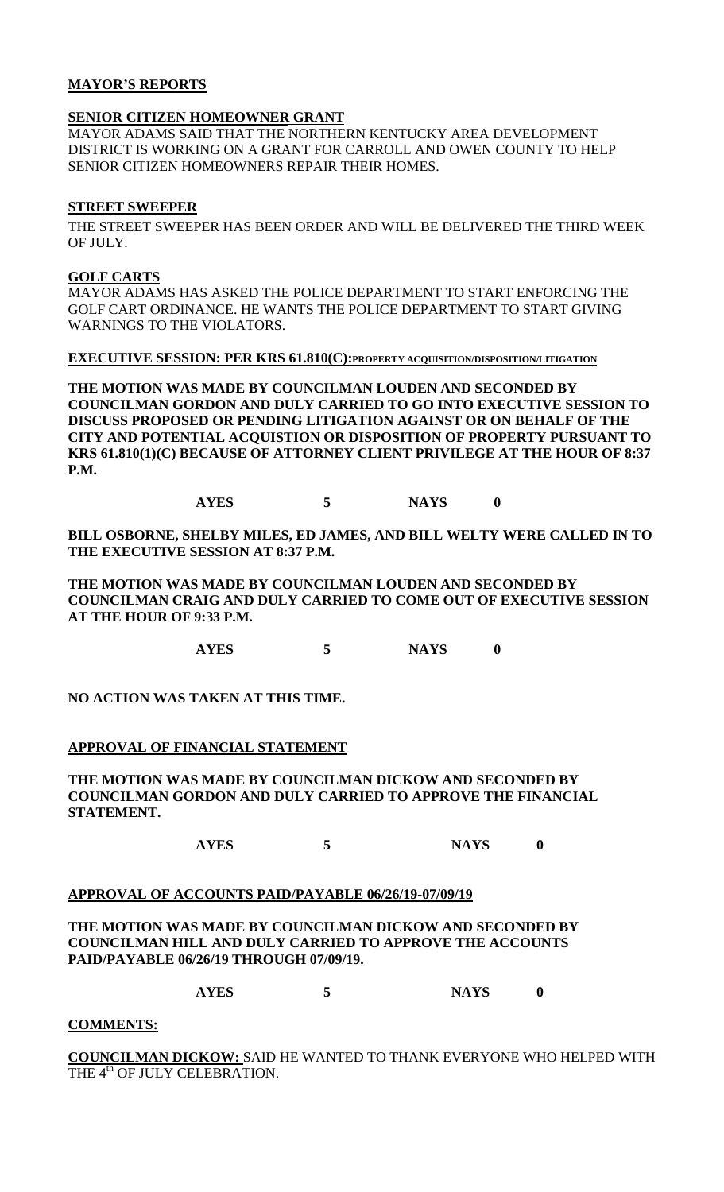**MAYOR'S REPORTS**

**SENIOR CITIZEN HOMEOWNER GRANT**

MAYOR ADAMS SAID THAT THE NORTHERN KENTUCKY AREA DEVELOPMENT DISTRICT IS WORKING ON A GRANT FOR CARROLL AND OWEN COUNTY TO HELP SENIOR CITIZEN HOMEOWNERS REPAIR THEIR HOMES.

**STREET SWEEPER**

THE STREET SWEEPER HAS BEEN ORDER AND WILL BE DELIVERED THE THIRD WEEK OF JULY.

**GOLF CARTS**

MAYOR ADAMS HAS ASKED THE POLICE DEPARTMENT TO START ENFORCING THE GOLF CART ORDINANCE. HE WANTS THE POLICE DEPARTMENT TO START GIVING WARNINGS TO THE VIOLATORS.

**EXECUTIVE SESSION: PER KRS 61.810(C):PROPERTY ACQUISITION/DISPOSITION/LITIGATION**

**THE MOTION WAS MADE BY COUNCILMAN LOUDEN AND SECONDED BY COUNCILMAN GORDON AND DULY CARRIED TO GO INTO EXECUTIVE SESSION TO DISCUSS PROPOSED OR PENDING LITIGATION AGAINST OR ON BEHALF OF THE CITY AND POTENTIAL ACQUISTION OR DISPOSITION OF PROPERTY PURSUANT TO KRS 61.810(1)(C) BECAUSE OF ATTORNEY CLIENT PRIVILEGE AT THE HOUR OF 8:37 P.M.**

**AYES 5 NAYS 0**

**BILL OSBORNE, SHELBY MILES, ED JAMES, AND BILL WELTY WERE CALLED IN TO THE EXECUTIVE SESSION AT 8:37 P.M.**

**THE MOTION WAS MADE BY COUNCILMAN LOUDEN AND SECONDED BY COUNCILMAN CRAIG AND DULY CARRIED TO COME OUT OF EXECUTIVE SESSION AT THE HOUR OF 9:33 P.M.**

**AYES 5 NAYS 0**

**NO ACTION WAS TAKEN AT THIS TIME.**

**APPROVAL OF FINANCIAL STATEMENT**

**THE MOTION WAS MADE BY COUNCILMAN DICKOW AND SECONDED BY COUNCILMAN GORDON AND DULY CARRIED TO APPROVE THE FINANCIAL STATEMENT.**

**AYES 5 NAYS 0**

**APPROVAL OF ACCOUNTS PAID/PAYABLE 06/26/19-07/09/19**

**THE MOTION WAS MADE BY COUNCILMAN DICKOW AND SECONDED BY COUNCILMAN HILL AND DULY CARRIED TO APPROVE THE ACCOUNTS PAID/PAYABLE 06/26/19 THROUGH 07/09/19.**

**AYES 5 NAYS 0**

**COMMENTS:**

**COUNCILMAN DICKOW:** SAID HE WANTED TO THANK EVERYONE WHO HELPED WITH THE 4th OF JULY CELEBRATION.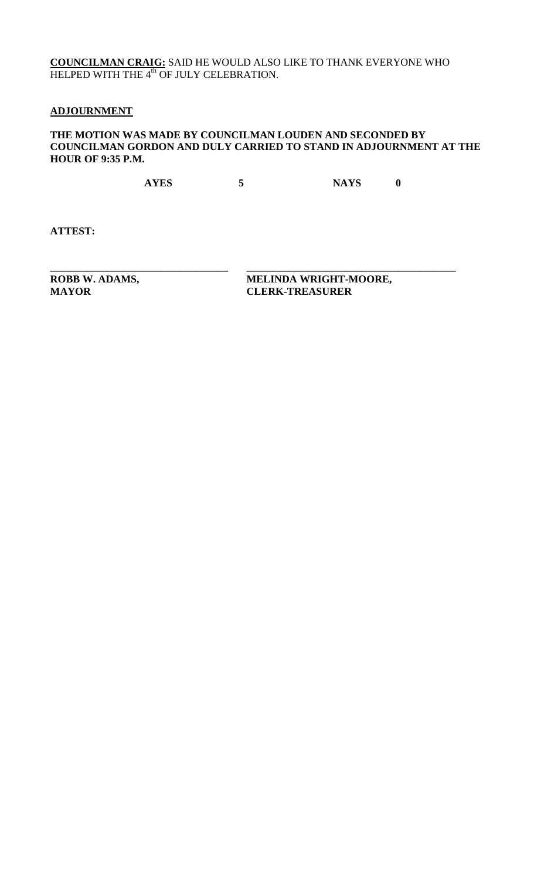**<u>COUNCILMAN CRAIG:</u>** SAID HE WOULD ALSO LIKE TO THANK EVERYONE WHO HELPED WITH THE 4$^{th}$ OF JULY CELEBRATION.

**<u>ADJOURNMENT</u>**

**THE MOTION WAS MADE BY COUNCILMAN LOUDEN AND SECONDED BY COUNCILMAN GORDON AND DULY CARRIED TO STAND IN ADJOURNMENT AT THE HOUR OF 9:35 P.M.**

**AYES 5 NAYS 0**

**ATTEST:**

| | |
|---|---|
| **ROBB W. ADAMS,** | **MELINDA WRIGHT-MOORE,** |
| **MAYOR** | **CLERK-TREASURER** |